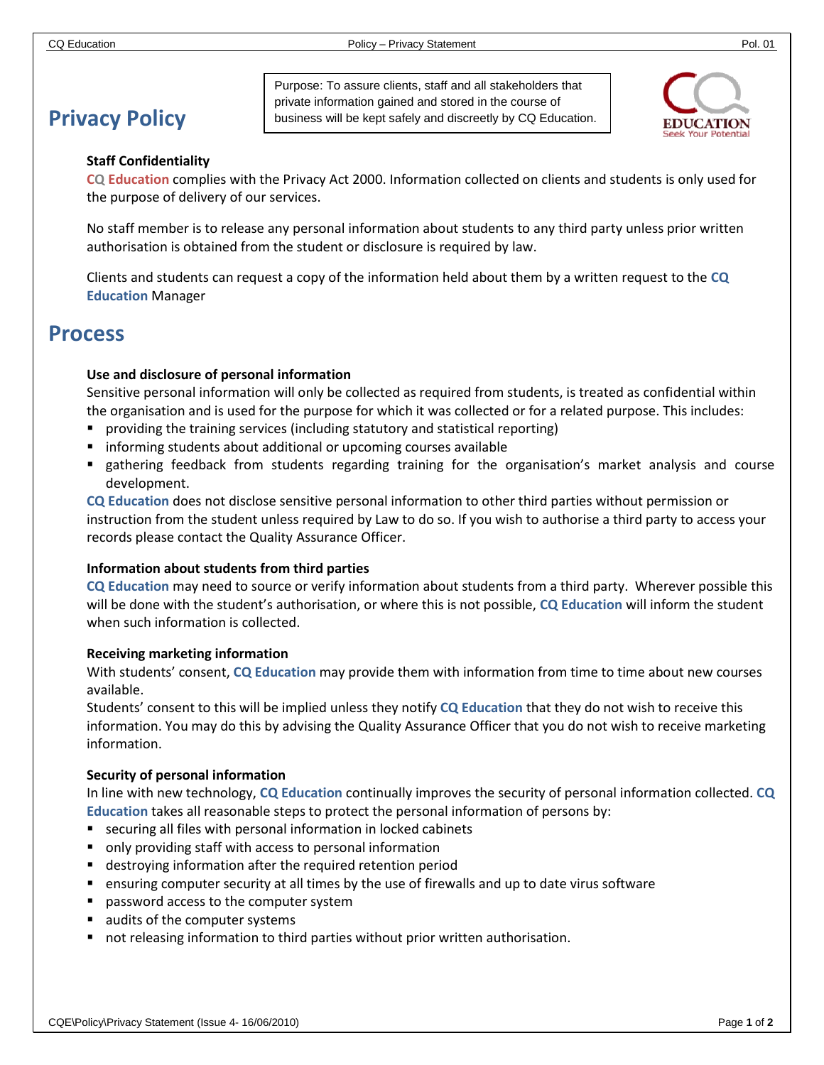# Privacy Policy

Purpose: To assure clients, staff and all stakeholders that private information gained and stored in the course of business will be kept safely and discreetly by CQ Education.

### Staff Confidentiality

CQ Education complies with the Privacy Act 2000. Information collected on clients and students is only used for the purpose of delivery of our services.

No staff member is to release any personal information about students to any third party unless prior written authorisation is obtained from the student or disclosure is required by law.

Clients and students can request a copy of the information held about them by a written request to the CQ Education Manager

# Process

### Use and disclosure of personal information

Sensitive personal information will only be collected as required from students, is treated as confidential within the organisation and is used for the purpose for which it was collected or for a related purpose. This includes:

- providing the training services (including statutory and statistical reporting)
- informing students about additional or upcoming courses available
- gathering feedback from students regarding training for the organisation's market analysis and course development.

CQ Education does not disclose sensitive personal information to other third parties without permission or instruction from the student unless required by Law to do so. If you wish to authorise a third party to access your records please contact the Quality Assurance Officer.

### Information about students from third parties

CQ Education may need to source or verify information about students from a third party. Wherever possible this will be done with the student's authorisation, or where this is not possible, CQ Education will inform the student when such information is collected.

### Receiving marketing information

With students' consent, CQ Education may provide them with information from time to time about new courses available.

Students' consent to this will be implied unless they notify CQ Education that they do not wish to receive this information. You may do this by advising the Quality Assurance Officer that you do not wish to receive marketing information.

### Security of personal information

In line with new technology, CQ Education continually improves the security of personal information collected. CQ Education takes all reasonable steps to protect the personal information of persons by:

- securing all files with personal information in locked cabinets
- only providing staff with access to personal information
- destroying information after the required retention period
- ensuring computer security at all times by the use of firewalls and up to date virus software
- password access to the computer system
- audits of the computer systems
- not releasing information to third parties without prior written authorisation.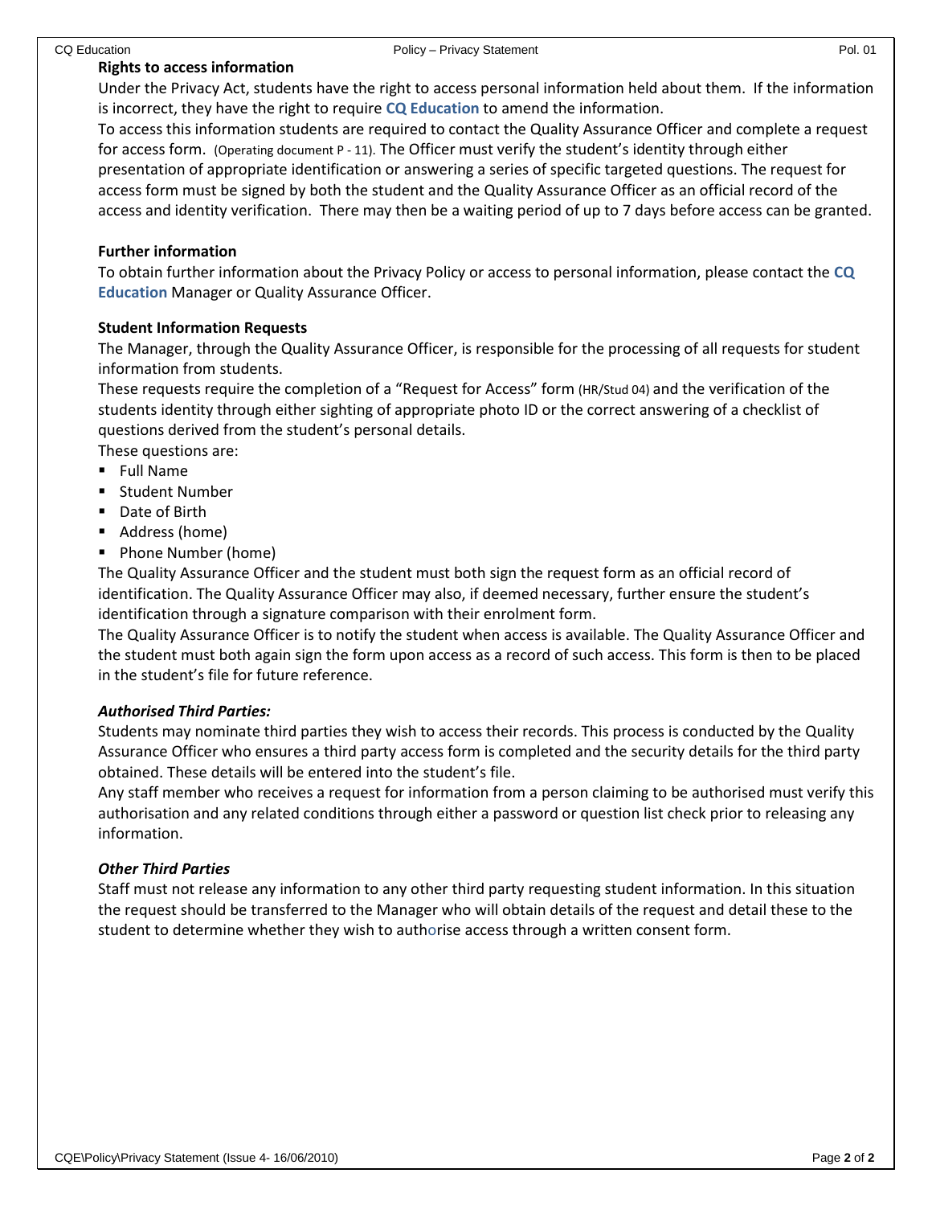**Rights to access information**

Under the Privacy Act, students have the right to access personal information held about them. If the information is incorrect, they have the right to require **CQ Education** to amend the information.

To access this information students are required to contact the Quality Assurance Officer and complete a request for access form. (Operating document P - 11). The Officer must verify the student's identity through either presentation of appropriate identification or answering a series of specific targeted questions. The request for access form must be signed by both the student and the Quality Assurance Officer as an official record of the access and identity verification. There may then be a waiting period of up to 7 days before access can be granted.

**Further information**

To obtain further information about the Privacy Policy or access to personal information, please contact the **CQ Education** Manager or Quality Assurance Officer.

**Student Information Requests**

The Manager, through the Quality Assurance Officer, is responsible for the processing of all requests for student information from students.

These requests require the completion of a "Request for Access" form (HR/Stud 04) and the verification of the students identity through either sighting of appropriate photo ID or the correct answering of a checklist of questions derived from the student's personal details.

These questions are:

- Full Name
- Student Number
- Date of Birth
- Address (home)
- Phone Number (home)

The Quality Assurance Officer and the student must both sign the request form as an official record of identification. The Quality Assurance Officer may also, if deemed necessary, further ensure the student's identification through a signature comparison with their enrolment form.

The Quality Assurance Officer is to notify the student when access is available. The Quality Assurance Officer and the student must both again sign the form upon access as a record of such access. This form is then to be placed in the student's file for future reference.

***Authorised Third Parties:***

Students may nominate third parties they wish to access their records. This process is conducted by the Quality Assurance Officer who ensures a third party access form is completed and the security details for the third party obtained. These details will be entered into the student's file.

Any staff member who receives a request for information from a person claiming to be authorised must verify this authorisation and any related conditions through either a password or question list check prior to releasing any information.

***Other Third Parties***

Staff must not release any information to any other third party requesting student information. In this situation the request should be transferred to the Manager who will obtain details of the request and detail these to the student to determine whether they wish to authorise access through a written consent form.